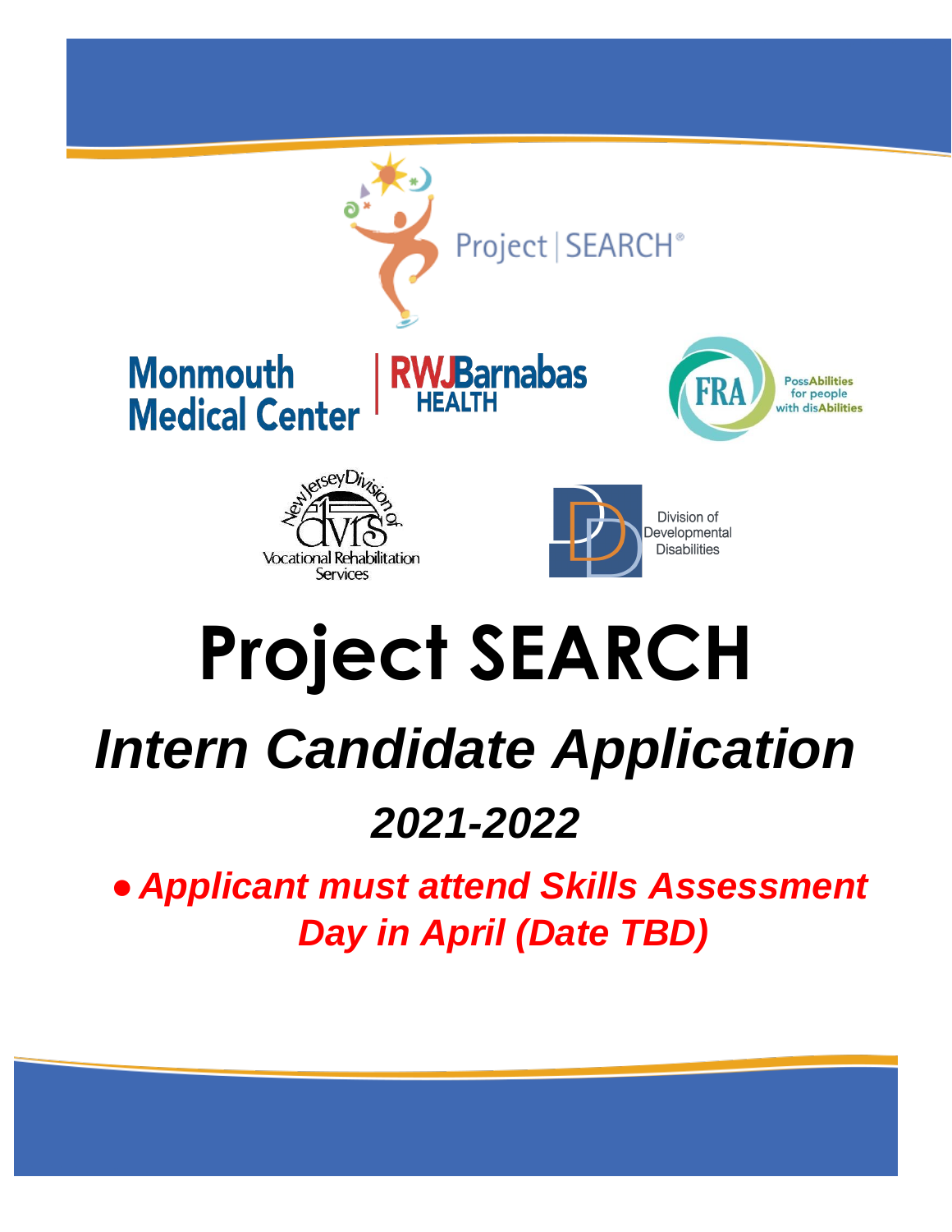Project | SEARCH®

Monmouth Medical Center | RWJBarnabas HEALTH

FRA PossAbilities for people with disAbilities

New Jersey Division of Vocational Rehabilitation Services

Division of Developmental Disabilities

# Project SEARCH

## *Intern Candidate Application*

### *2021-2022*

- ***Applicant must attend Skills Assessment Day in April (Date TBD)***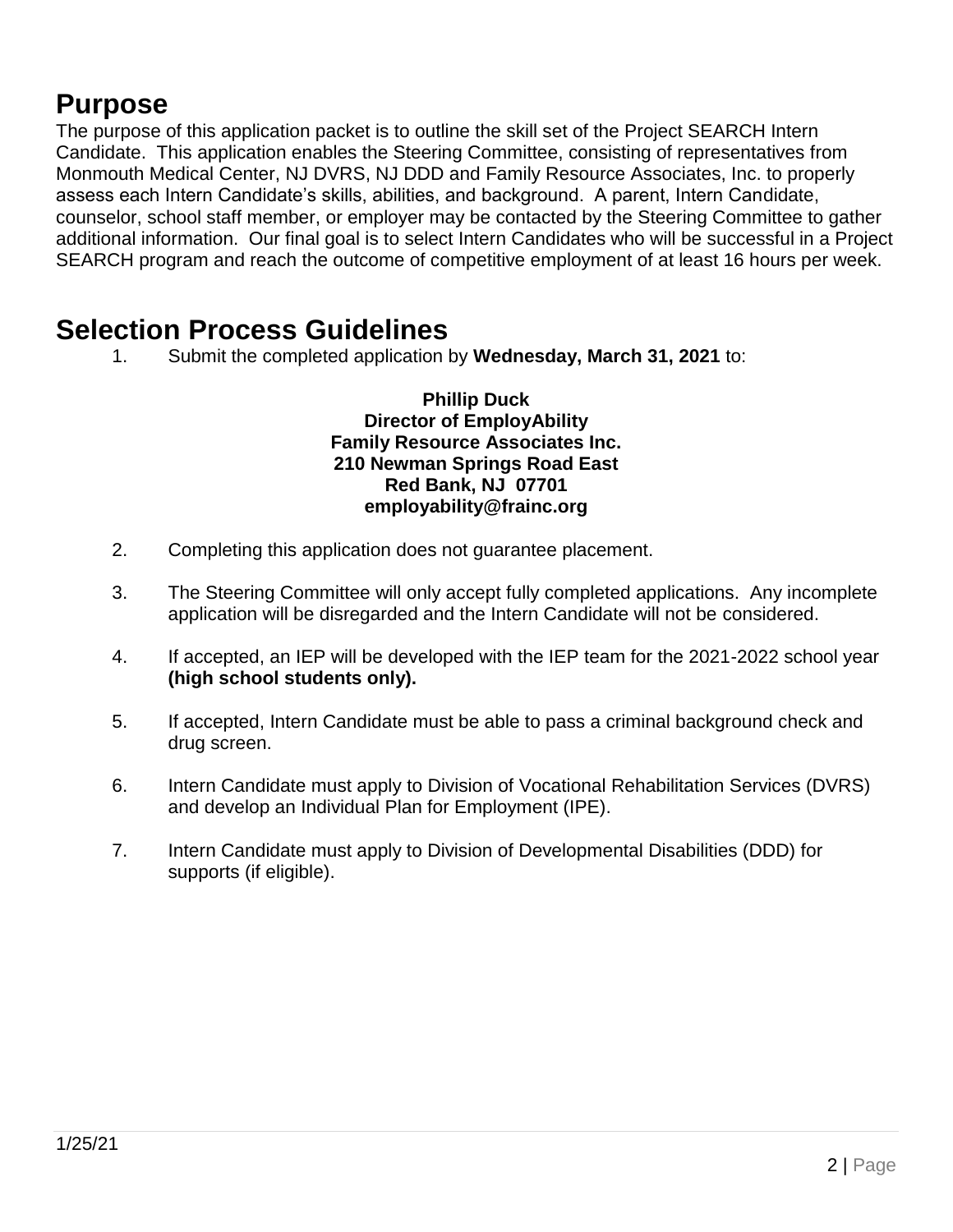# Purpose

The purpose of this application packet is to outline the skill set of the Project SEARCH Intern Candidate. This application enables the Steering Committee, consisting of representatives from Monmouth Medical Center, NJ DVRS, NJ DDD and Family Resource Associates, Inc. to properly assess each Intern Candidate's skills, abilities, and background. A parent, Intern Candidate, counselor, school staff member, or employer may be contacted by the Steering Committee to gather additional information. Our final goal is to select Intern Candidates who will be successful in a Project SEARCH program and reach the outcome of competitive employment of at least 16 hours per week.

# Selection Process Guidelines

1. Submit the completed application by **Wednesday, March 31, 2021** to:

   **Phillip Duck**
   **Director of EmployAbility**
   **Family Resource Associates Inc.**
   **210 Newman Springs Road East**
   **Red Bank, NJ 07701**
   **employability@frainc.org**

2. Completing this application does not guarantee placement.

3. The Steering Committee will only accept fully completed applications. Any incomplete application will be disregarded and the Intern Candidate will not be considered.

4. If accepted, an IEP will be developed with the IEP team for the 2021-2022 school year **(high school students only).**

5. If accepted, Intern Candidate must be able to pass a criminal background check and drug screen.

6. Intern Candidate must apply to Division of Vocational Rehabilitation Services (DVRS) and develop an Individual Plan for Employment (IPE).

7. Intern Candidate must apply to Division of Developmental Disabilities (DDD) for supports (if eligible).

1/25/21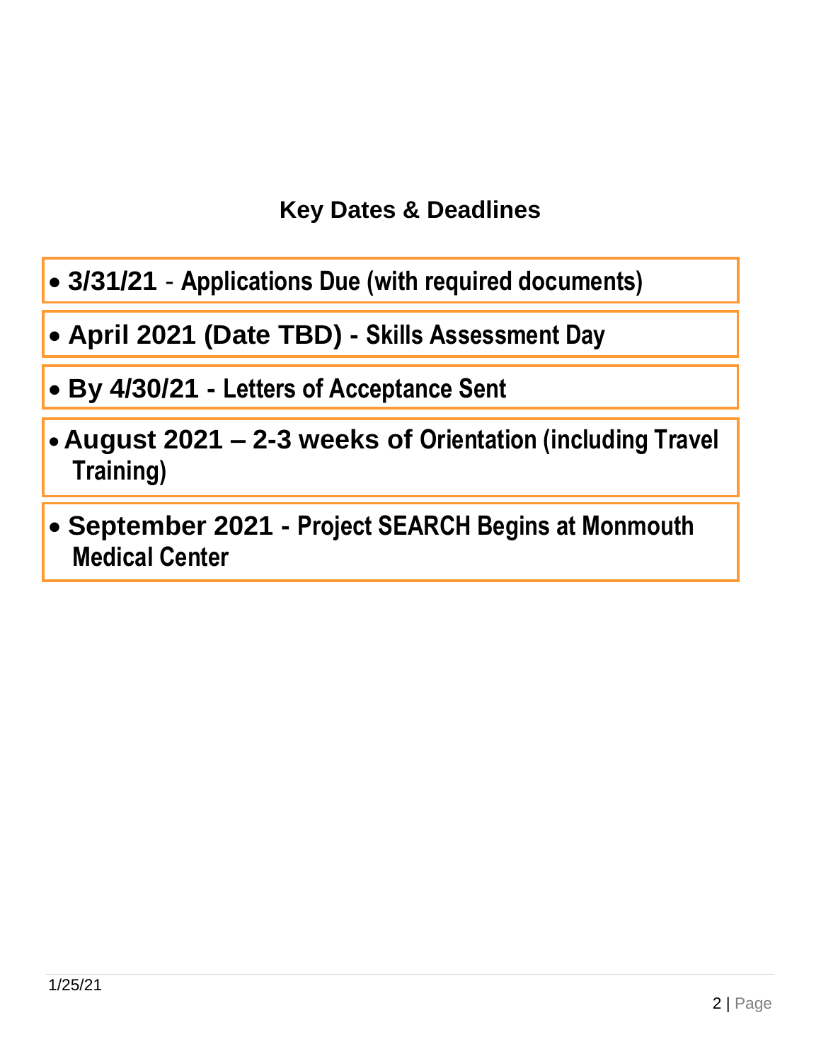## Key Dates & Deadlines

- **3/31/21** - **Applications Due (with required documents)**
- **April 2021 (Date TBD) - Skills Assessment Day**
- **By 4/30/21 - Letters of Acceptance Sent**
- **August 2021 – 2-3 weeks of Orientation (including Travel Training)**
- **September 2021 - Project SEARCH Begins at Monmouth Medical Center**

1/25/21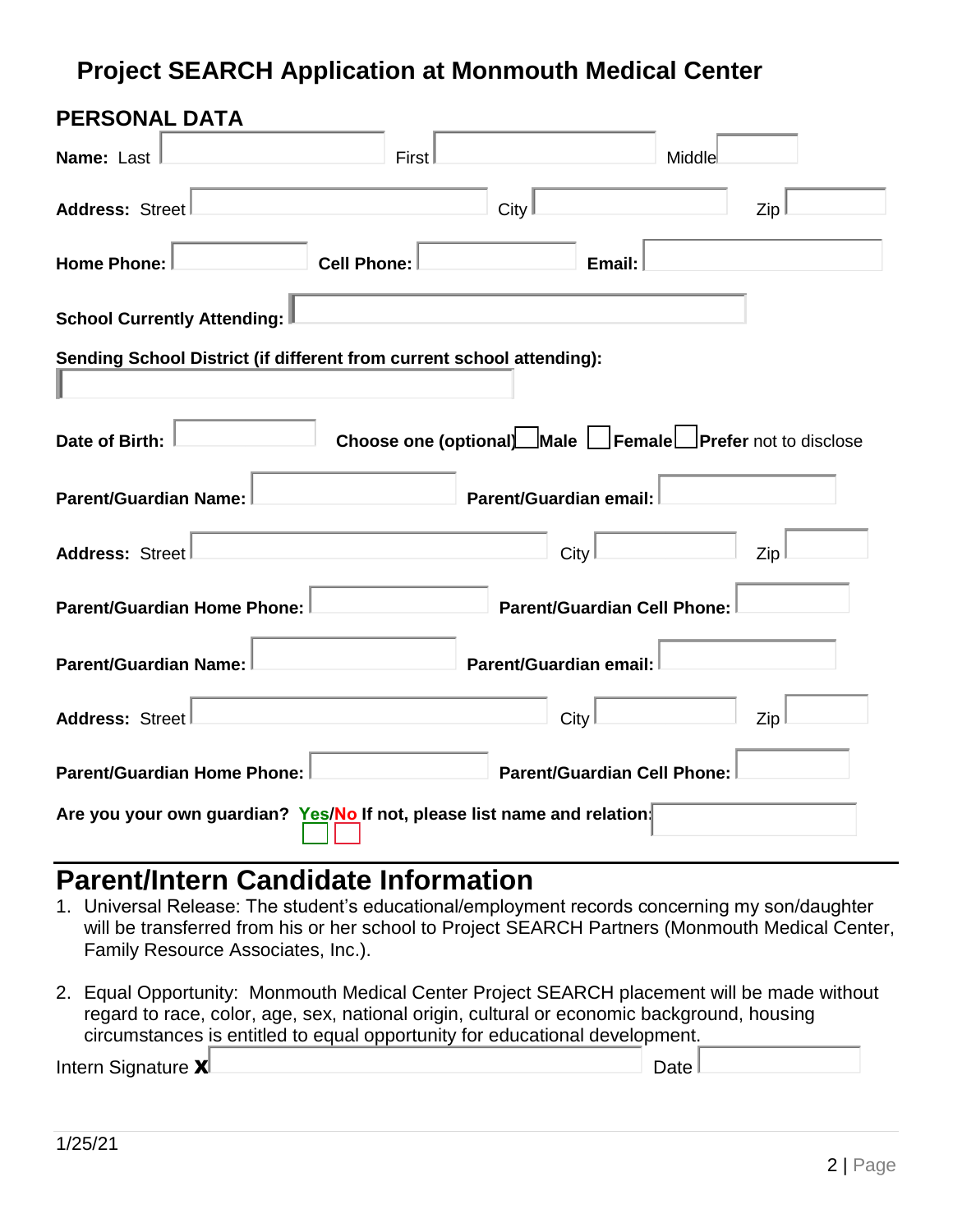# Project SEARCH Application at Monmouth Medical Center

## PERSONAL DATA

**Name:** Last ______ First ______ Middle ______

**Address:** Street ______ City ______ Zip ______

**Home Phone:** ______ **Cell Phone:** ______ **Email:** ______

**School Currently Attending:** ______

**Sending School District (if different from current school attending):**

______

**Date of Birth:** ______ **Choose one (optional)** ☐ **Male** ☐ **Female** ☐ **Prefer** not to disclose

**Parent/Guardian Name:** ______ **Parent/Guardian email:** ______

**Address:** Street ______ City ______ Zip ______

**Parent/Guardian Home Phone:** ______ **Parent/Guardian Cell Phone:** ______

**Parent/Guardian Name:** ______ **Parent/Guardian email:** ______

**Address:** Street ______ City ______ Zip ______

**Parent/Guardian Home Phone:** ______ **Parent/Guardian Cell Phone:** ______

**Are you your own guardian? Yes/No If not, please list name and relation:** ______

☐ ☐

## Parent/Intern Candidate Information

1. Universal Release: The student's educational/employment records concerning my son/daughter will be transferred from his or her school to Project SEARCH Partners (Monmouth Medical Center, Family Resource Associates, Inc.).

2. Equal Opportunity: Monmouth Medical Center Project SEARCH placement will be made without regard to race, color, age, sex, national origin, cultural or economic background, housing circumstances is entitled to equal opportunity for educational development.

Intern Signature **X** ______ Date ______

1/25/21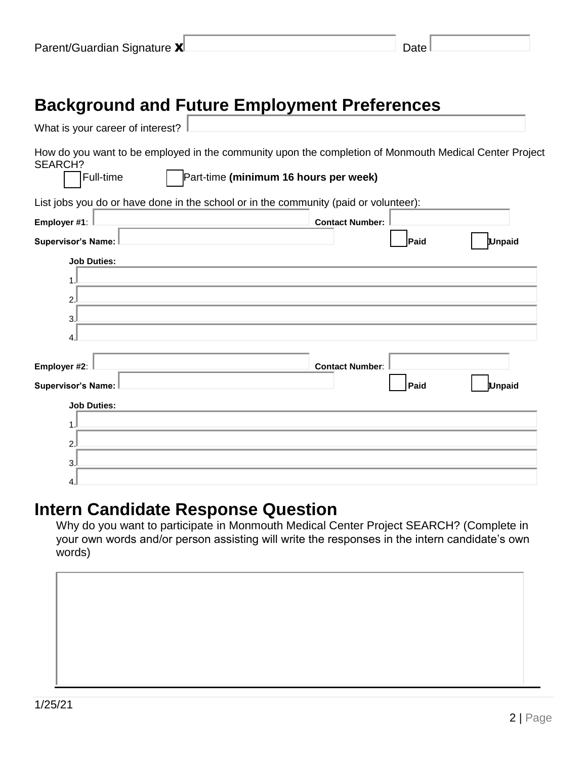Parent/Guardian Signature **x** \_\_\_\_\_\_\_\_\_\_\_\_\_\_\_\_\_\_\_\_ Date \_\_\_\_\_\_\_\_\_\_

## Background and Future Employment Preferences

What is your career of interest? \_\_\_\_\_\_\_\_\_\_\_\_\_\_\_\_\_\_\_\_

How do you want to be employed in the community upon the completion of Monmouth Medical Center Project SEARCH?

☐ Full-time ☐ Part-time **(minimum 16 hours per week)**

List jobs you do or have done in the school or in the community (paid or volunteer):

**Employer #1**: \_\_\_\_\_\_\_\_\_\_\_\_\_\_\_\_\_\_\_\_ **Contact Number:** \_\_\_\_\_\_\_\_\_\_

**Supervisor's Name:** \_\_\_\_\_\_\_\_\_\_\_\_\_\_\_\_\_\_\_\_ ☐ **Paid** ☐ **Unpaid**

**Job Duties:**

1. \_\_\_\_\_\_\_\_\_\_\_\_\_\_\_\_\_\_\_\_
2. \_\_\_\_\_\_\_\_\_\_\_\_\_\_\_\_\_\_\_\_
3. \_\_\_\_\_\_\_\_\_\_\_\_\_\_\_\_\_\_\_\_
4. \_\_\_\_\_\_\_\_\_\_\_\_\_\_\_\_\_\_\_\_

**Employer #2**: \_\_\_\_\_\_\_\_\_\_\_\_\_\_\_\_\_\_\_\_ **Contact Number**: \_\_\_\_\_\_\_\_\_\_

**Supervisor's Name:** \_\_\_\_\_\_\_\_\_\_\_\_\_\_\_\_\_\_\_\_ ☐ **Paid** ☐ **Unpaid**

**Job Duties:**

1. \_\_\_\_\_\_\_\_\_\_\_\_\_\_\_\_\_\_\_\_
2. \_\_\_\_\_\_\_\_\_\_\_\_\_\_\_\_\_\_\_\_
3. \_\_\_\_\_\_\_\_\_\_\_\_\_\_\_\_\_\_\_\_
4. \_\_\_\_\_\_\_\_\_\_\_\_\_\_\_\_\_\_\_\_

## Intern Candidate Response Question

Why do you want to participate in Monmouth Medical Center Project SEARCH? (Complete in your own words and/or person assisting will write the responses in the intern candidate's own words)

\_\_\_\_\_\_\_\_\_\_\_\_\_\_\_\_\_\_\_\_

1/25/21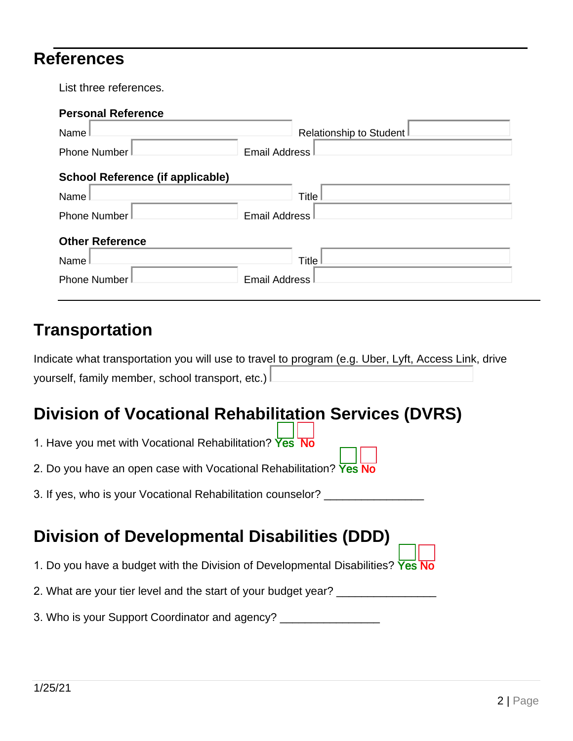## References

List three references.

**Personal Reference**

Name ______________ Relationship to Student ______________

Phone Number ______________ Email Address ______________

**School Reference (if applicable)**

Name ______________ Title ______________

Phone Number ______________ Email Address ______________

**Other Reference**

Name ______________ Title ______________

Phone Number ______________ Email Address ______________

## Transportation

Indicate what transportation you will use to travel to program (e.g. Uber, Lyft, Access Link, drive yourself, family member, school transport, etc.) ______________

## Division of Vocational Rehabilitation Services (DVRS)

1. Have you met with Vocational Rehabilitation? ☐ Yes ☐ No
2. Do you have an open case with Vocational Rehabilitation? ☐ Yes ☐ No
3. If yes, who is your Vocational Rehabilitation counselor? ________________

## Division of Developmental Disabilities (DDD)

1. Do you have a budget with the Division of Developmental Disabilities? ☐ Yes ☐ No
2. What are your tier level and the start of your budget year? ________________
3. Who is your Support Coordinator and agency? ________________

1/25/21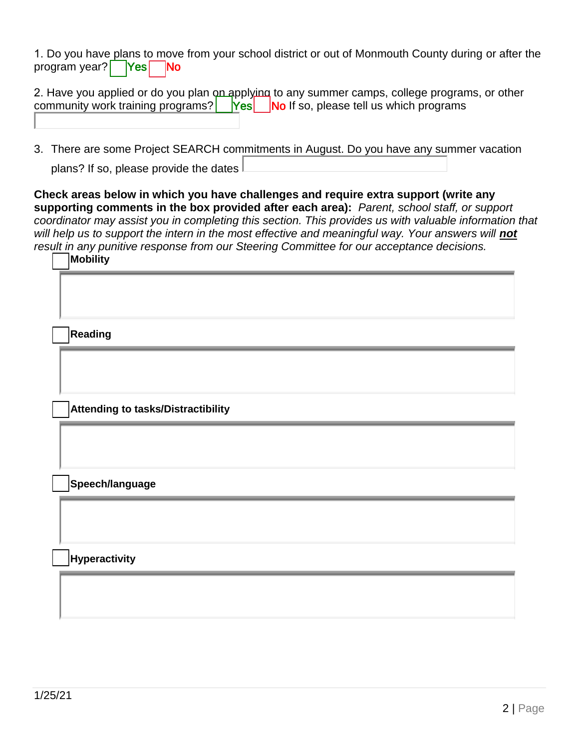1. Do you have plans to move from your school district or out of Monmouth County during or after the program year? ☐ Yes ☐ No

2. Have you applied or do you plan on applying to any summer camps, college programs, or other community work training programs? ☐ Yes ☐ No If so, please tell us which programs

3. There are some Project SEARCH commitments in August. Do you have any summer vacation plans? If so, please provide the dates

**Check areas below in which you have challenges and require extra support (write any supporting comments in the box provided after each area):** *Parent, school staff, or support coordinator may assist you in completing this section. This provides us with valuable information that will help us to support the intern in the most effective and meaningful way. Your answers will **not** result in any punitive response from our Steering Committee for our acceptance decisions.*

☐ **Mobility**

☐ **Reading**

☐ **Attending to tasks/Distractibility**

☐ **Speech/language**

☐ **Hyperactivity**

1/25/21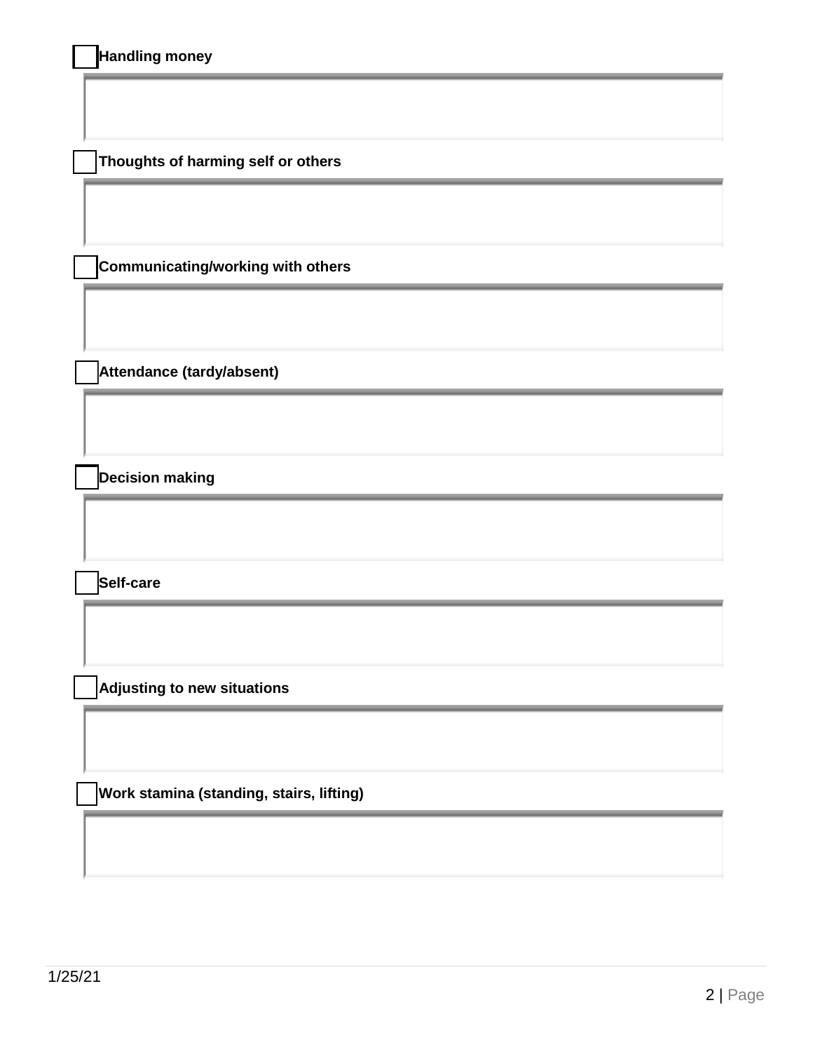- [ ] **Handling money**

- [ ] **Thoughts of harming self or others**

- [ ] **Communicating/working with others**

- [ ] **Attendance (tardy/absent)**

- [ ] **Decision making**

- [ ] **Self-care**

- [ ] **Adjusting to new situations**

- [ ] **Work stamina (standing, stairs, lifting)**

1/25/21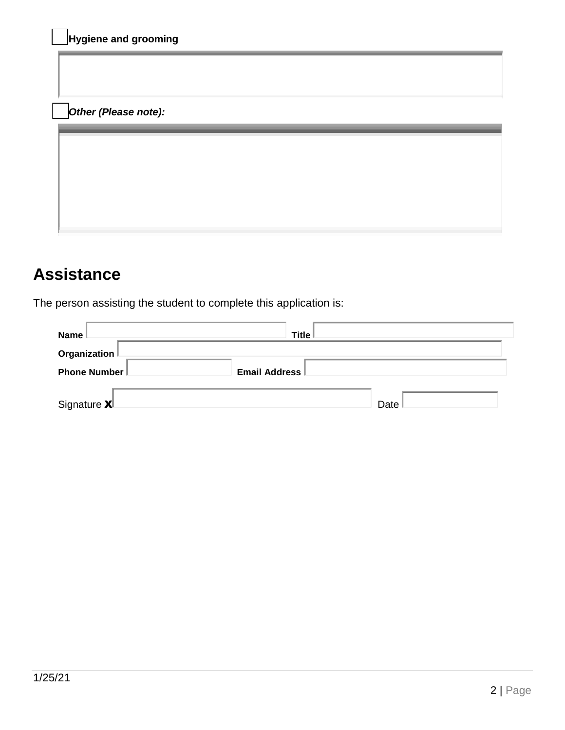☐ **Hygiene and grooming**

☐ ***Other (Please note):***

## Assistance

The person assisting the student to complete this application is:

**Name** ______________ **Title** ______________

**Organization** ______________

**Phone Number** ______________ **Email Address** ______________

Signature **x** ______________ Date ______________

1/25/21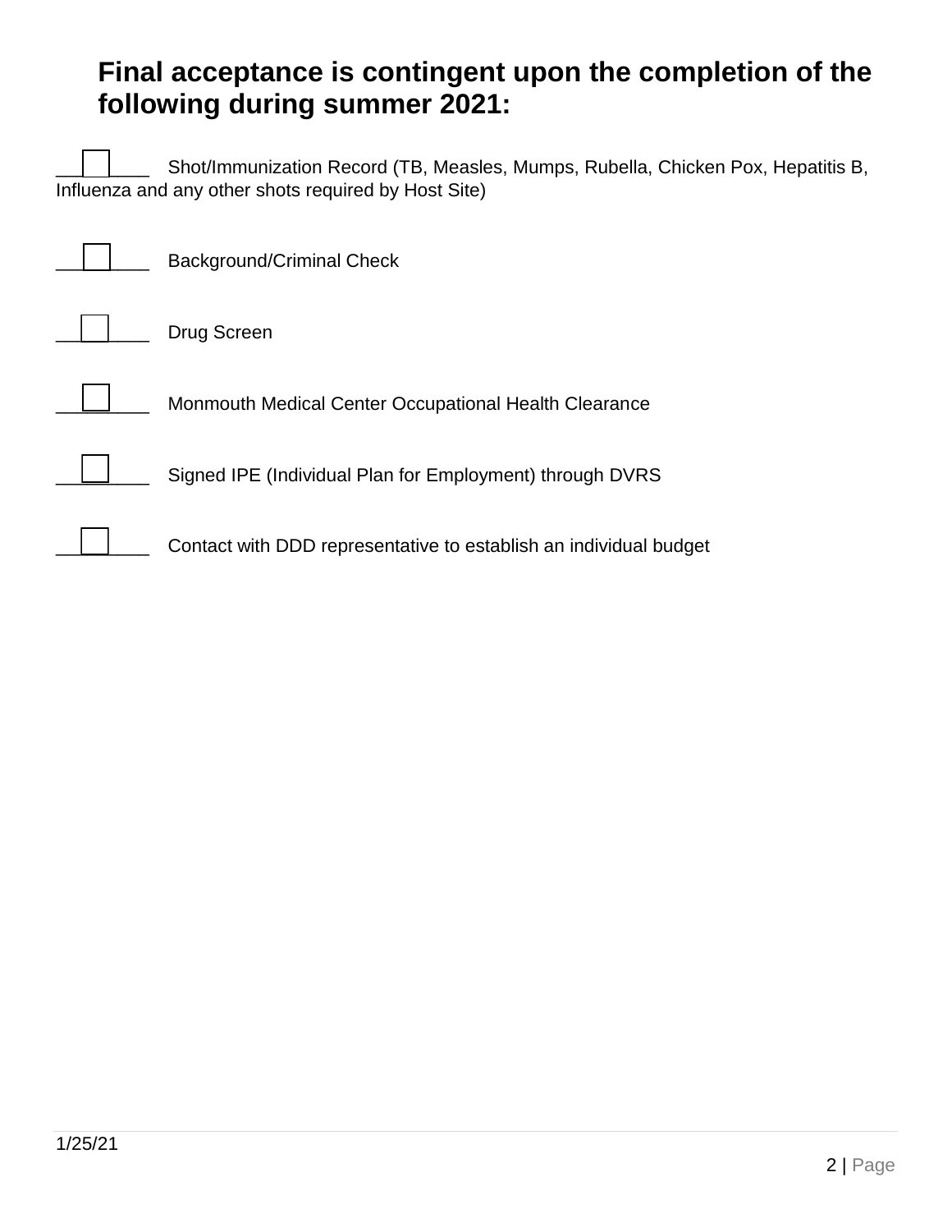**Final acceptance is contingent upon the completion of the following during summer 2021:**

- [ ] Shot/Immunization Record (TB, Measles, Mumps, Rubella, Chicken Pox, Hepatitis B, Influenza and any other shots required by Host Site)
- [ ] Background/Criminal Check
- [ ] Drug Screen
- [ ] Monmouth Medical Center Occupational Health Clearance
- [ ] Signed IPE (Individual Plan for Employment) through DVRS
- [ ] Contact with DDD representative to establish an individual budget

1/25/21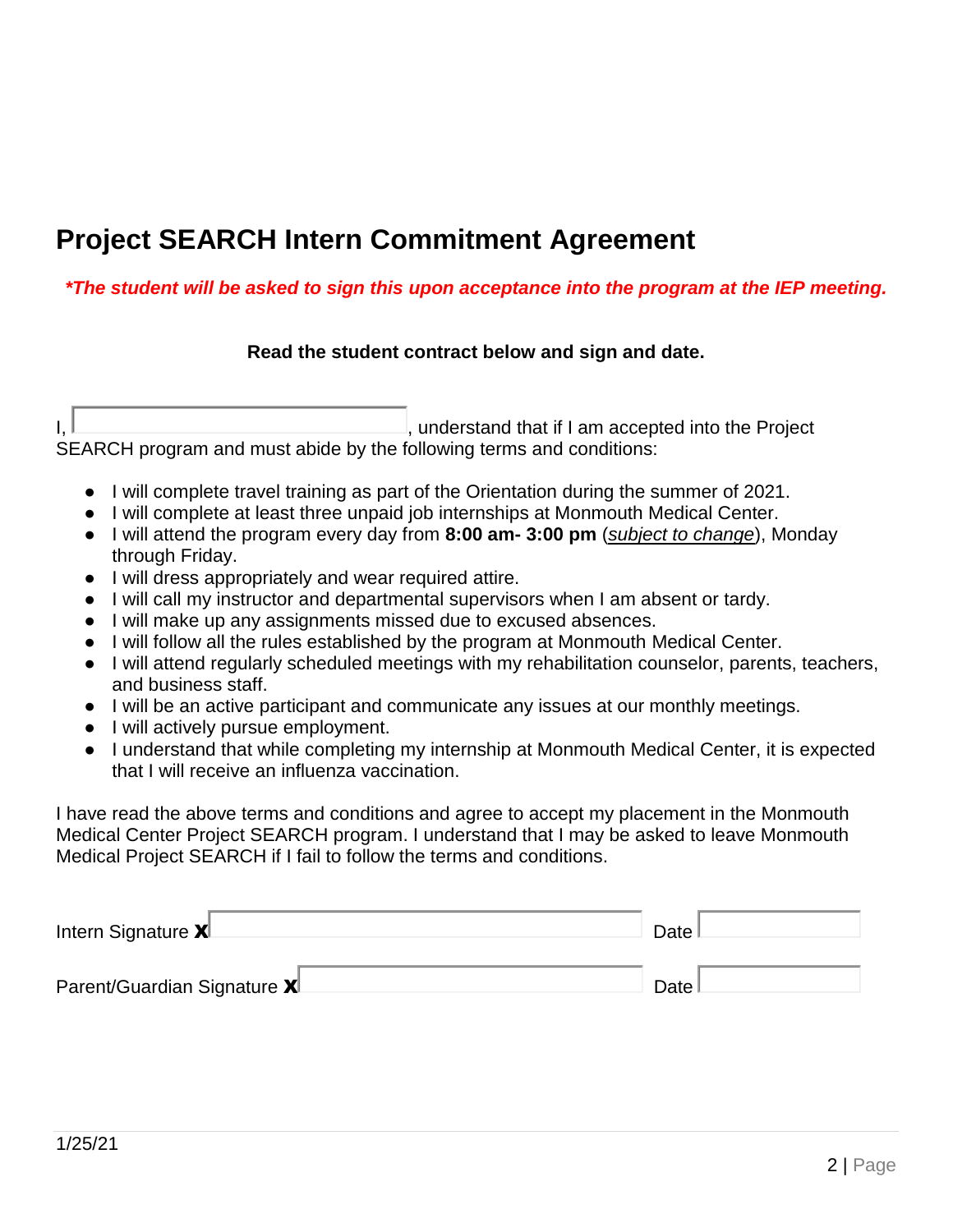# Project SEARCH Intern Commitment Agreement

***The student will be asked to sign this upon acceptance into the program at the IEP meeting.**

**Read the student contract below and sign and date.**

I, ______________________, understand that if I am accepted into the Project SEARCH program and must abide by the following terms and conditions:

- I will complete travel training as part of the Orientation during the summer of 2021.
- I will complete at least three unpaid job internships at Monmouth Medical Center.
- I will attend the program every day from **8:00 am- 3:00 pm** (*subject to change*), Monday through Friday.
- I will dress appropriately and wear required attire.
- I will call my instructor and departmental supervisors when I am absent or tardy.
- I will make up any assignments missed due to excused absences.
- I will follow all the rules established by the program at Monmouth Medical Center.
- I will attend regularly scheduled meetings with my rehabilitation counselor, parents, teachers, and business staff.
- I will be an active participant and communicate any issues at our monthly meetings.
- I will actively pursue employment.
- I understand that while completing my internship at Monmouth Medical Center, it is expected that I will receive an influenza vaccination.

I have read the above terms and conditions and agree to accept my placement in the Monmouth Medical Center Project SEARCH program. I understand that I may be asked to leave Monmouth Medical Project SEARCH if I fail to follow the terms and conditions.

Intern Signature **X** ______________________ Date __________

Parent/Guardian Signature **X** ______________________ Date __________

1/25/21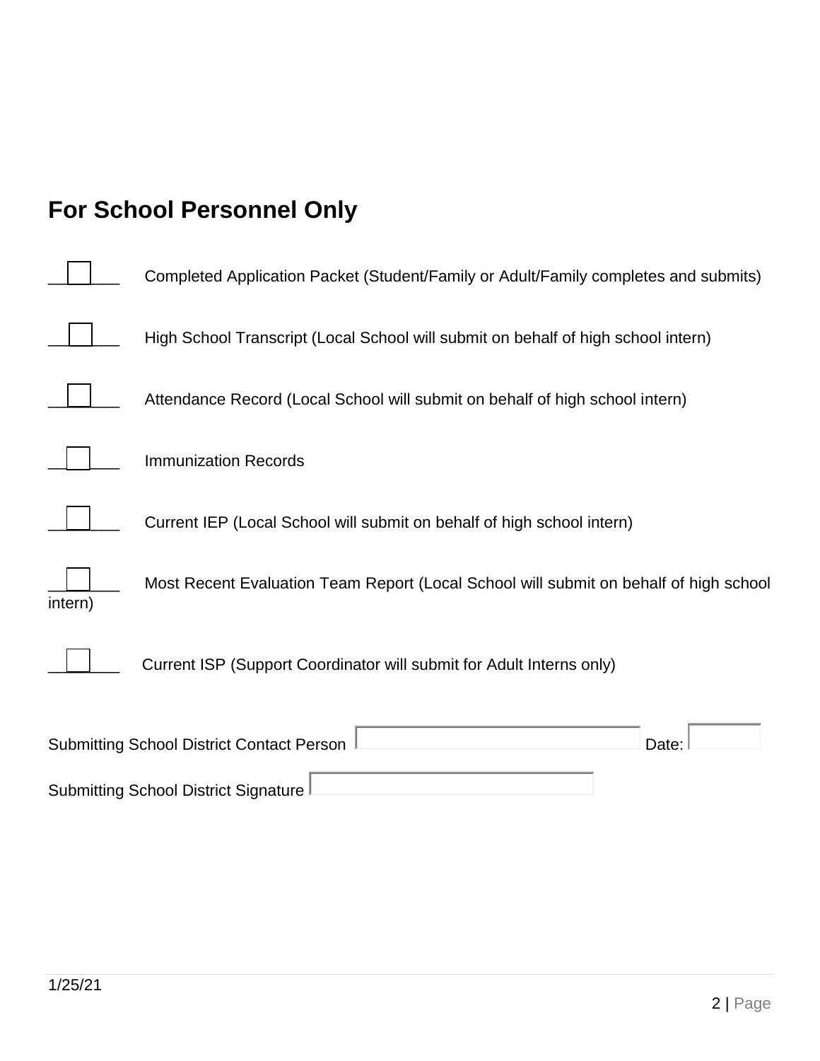## For School Personnel Only

- [ ] Completed Application Packet (Student/Family or Adult/Family completes and submits)
- [ ] High School Transcript (Local School will submit on behalf of high school intern)
- [ ] Attendance Record (Local School will submit on behalf of high school intern)
- [ ] Immunization Records
- [ ] Current IEP (Local School will submit on behalf of high school intern)
- [ ] Most Recent Evaluation Team Report (Local School will submit on behalf of high school intern)
- [ ] Current ISP (Support Coordinator will submit for Adult Interns only)

Submitting School District Contact Person ____________________ Date: __________

Submitting School District Signature ____________________

1/25/21